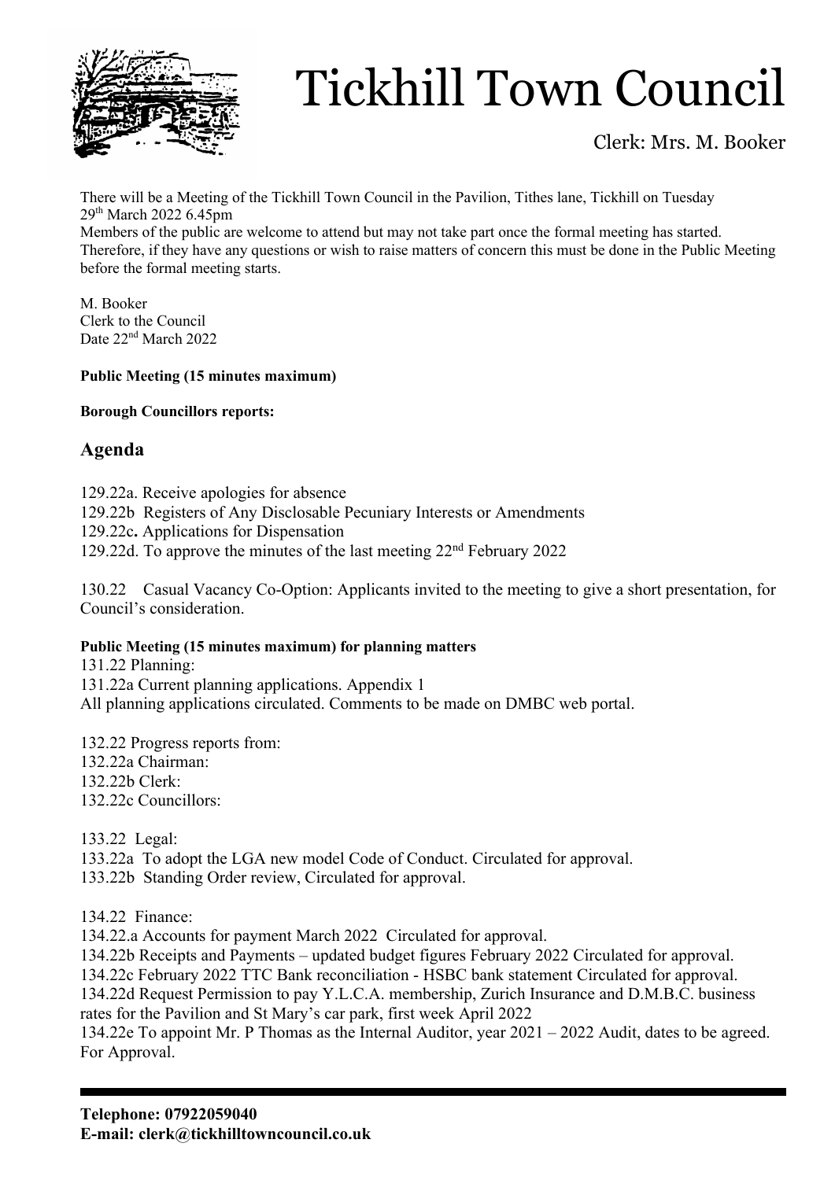# Tickhill Town Council

Clerk: Mrs. M. Booker

There will be a Meeting of the Tickhill Town Council in the Pavilion, Tithes lane, Tickhill on Tuesday 29th March 2022 6.45pm

Members of the public are welcome to attend but may not take part once the formal meeting has started. Therefore, if they have any questions or wish to raise matters of concern this must be done in the Public Meeting before the formal meeting starts.

M. Booker
Clerk to the Council
Date 22nd March 2022

**Public Meeting (15 minutes maximum)**

**Borough Councillors reports:**

## Agenda

129.22a. Receive apologies for absence
129.22b Registers of Any Disclosable Pecuniary Interests or Amendments
129.22c**.** Applications for Dispensation
129.22d. To approve the minutes of the last meeting 22nd February 2022

130.22 Casual Vacancy Co-Option: Applicants invited to the meeting to give a short presentation, for Council's consideration.

**Public Meeting (15 minutes maximum) for planning matters**

131.22 Planning:
131.22a Current planning applications. Appendix 1
All planning applications circulated. Comments to be made on DMBC web portal.

132.22 Progress reports from:
132.22a Chairman:
132.22b Clerk:
132.22c Councillors:

133.22 Legal:
133.22a To adopt the LGA new model Code of Conduct. Circulated for approval.
133.22b Standing Order review, Circulated for approval.

134.22 Finance:
134.22.a Accounts for payment March 2022 Circulated for approval.
134.22b Receipts and Payments – updated budget figures February 2022 Circulated for approval.
134.22c February 2022 TTC Bank reconciliation - HSBC bank statement Circulated for approval.
134.22d Request Permission to pay Y.L.C.A. membership, Zurich Insurance and D.M.B.C. business rates for the Pavilion and St Mary's car park, first week April 2022
134.22e To appoint Mr. P Thomas as the Internal Auditor, year 2021 – 2022 Audit, dates to be agreed. For Approval.

**Telephone: 07922059040**
**E-mail: clerk@tickhilltowncouncil.co.uk**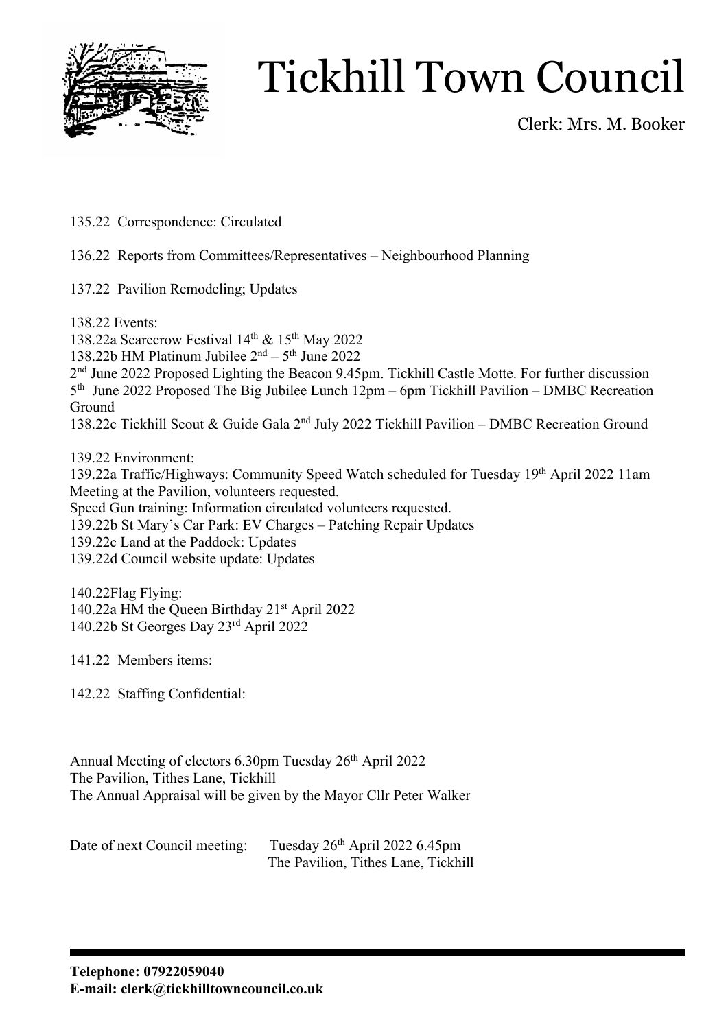# Tickhill Town Council

Clerk: Mrs. M. Booker

135.22 Correspondence: Circulated

136.22 Reports from Committees/Representatives – Neighbourhood Planning

137.22 Pavilion Remodeling; Updates

138.22 Events:
138.22a Scarecrow Festival 14th & 15th May 2022
138.22b HM Platinum Jubilee 2nd – 5th June 2022
2nd June 2022 Proposed Lighting the Beacon 9.45pm. Tickhill Castle Motte. For further discussion
5th June 2022 Proposed The Big Jubilee Lunch 12pm – 6pm Tickhill Pavilion – DMBC Recreation Ground
138.22c Tickhill Scout & Guide Gala 2nd July 2022 Tickhill Pavilion – DMBC Recreation Ground

139.22 Environment:
139.22a Traffic/Highways: Community Speed Watch scheduled for Tuesday 19th April 2022 11am Meeting at the Pavilion, volunteers requested.
Speed Gun training: Information circulated volunteers requested.
139.22b St Mary's Car Park: EV Charges – Patching Repair Updates
139.22c Land at the Paddock: Updates
139.22d Council website update: Updates

140.22Flag Flying:
140.22a HM the Queen Birthday 21st April 2022
140.22b St Georges Day 23rd April 2022

141.22 Members items:

142.22 Staffing Confidential:

Annual Meeting of electors 6.30pm Tuesday 26th April 2022
The Pavilion, Tithes Lane, Tickhill
The Annual Appraisal will be given by the Mayor Cllr Peter Walker

Date of next Council meeting: Tuesday 26th April 2022 6.45pm
The Pavilion, Tithes Lane, Tickhill

**Telephone: 07922059040**
**E-mail: clerk@tickhilltowncouncil.co.uk**